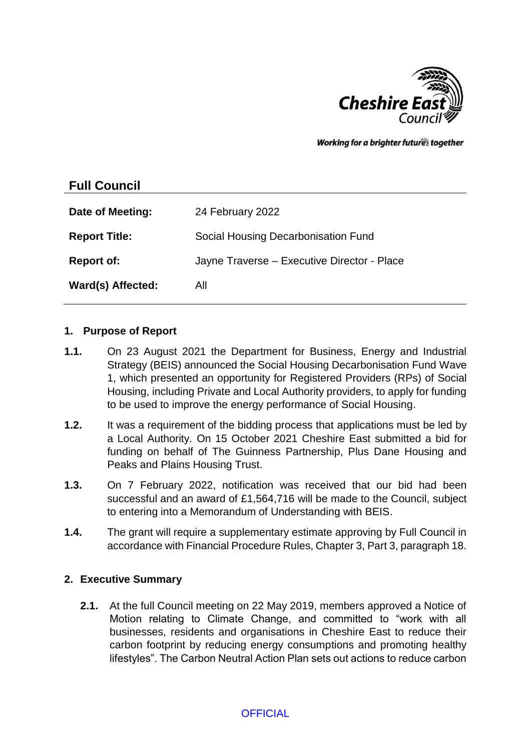Working for a brighter future together

## Full Council

| | |
|---|---|
| **Date of Meeting:** | 24 February 2022 |
| **Report Title:** | Social Housing Decarbonisation Fund |
| **Report of:** | Jayne Traverse – Executive Director - Place |
| **Ward(s) Affected:** | All |

### 1. Purpose of Report

**1.1.** On 23 August 2021 the Department for Business, Energy and Industrial Strategy (BEIS) announced the Social Housing Decarbonisation Fund Wave 1, which presented an opportunity for Registered Providers (RPs) of Social Housing, including Private and Local Authority providers, to apply for funding to be used to improve the energy performance of Social Housing.

**1.2.** It was a requirement of the bidding process that applications must be led by a Local Authority. On 15 October 2021 Cheshire East submitted a bid for funding on behalf of The Guinness Partnership, Plus Dane Housing and Peaks and Plains Housing Trust.

**1.3.** On 7 February 2022, notification was received that our bid had been successful and an award of £1,564,716 will be made to the Council, subject to entering into a Memorandum of Understanding with BEIS.

**1.4.** The grant will require a supplementary estimate approving by Full Council in accordance with Financial Procedure Rules, Chapter 3, Part 3, paragraph 18.

### 2. Executive Summary

**2.1.** At the full Council meeting on 22 May 2019, members approved a Notice of Motion relating to Climate Change, and committed to "work with all businesses, residents and organisations in Cheshire East to reduce their carbon footprint by reducing energy consumptions and promoting healthy lifestyles". The Carbon Neutral Action Plan sets out actions to reduce carbon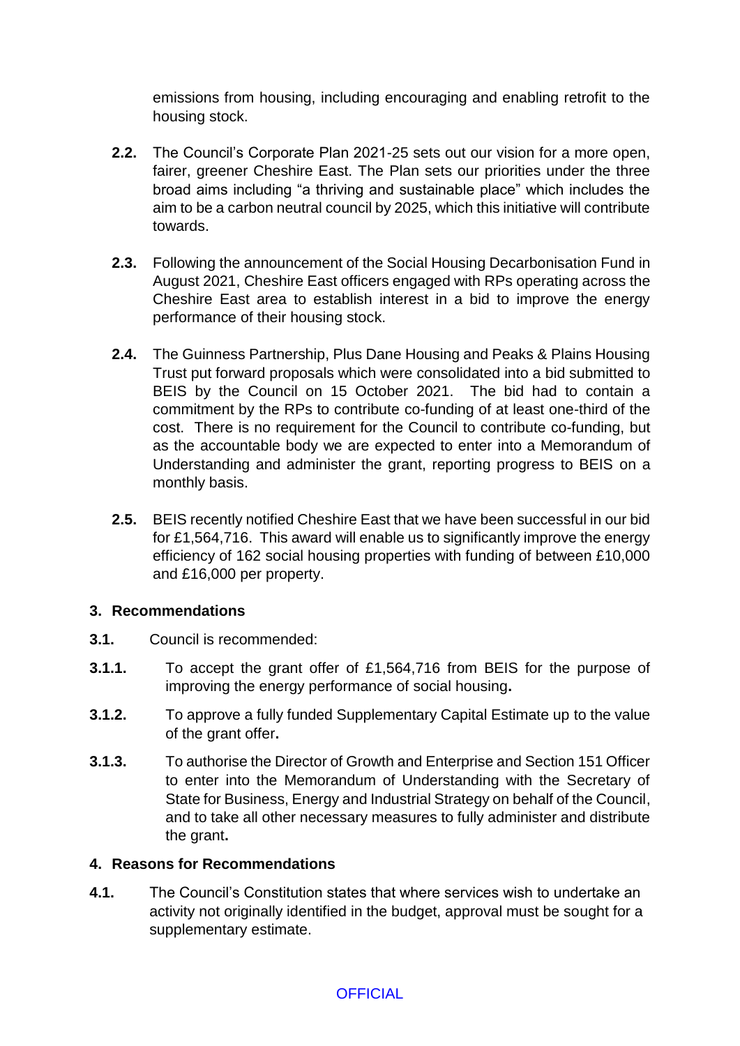emissions from housing, including encouraging and enabling retrofit to the housing stock.

**2.2.** The Council's Corporate Plan 2021-25 sets out our vision for a more open, fairer, greener Cheshire East. The Plan sets our priorities under the three broad aims including "a thriving and sustainable place" which includes the aim to be a carbon neutral council by 2025, which this initiative will contribute towards.

**2.3.** Following the announcement of the Social Housing Decarbonisation Fund in August 2021, Cheshire East officers engaged with RPs operating across the Cheshire East area to establish interest in a bid to improve the energy performance of their housing stock.

**2.4.** The Guinness Partnership, Plus Dane Housing and Peaks & Plains Housing Trust put forward proposals which were consolidated into a bid submitted to BEIS by the Council on 15 October 2021. The bid had to contain a commitment by the RPs to contribute co-funding of at least one-third of the cost. There is no requirement for the Council to contribute co-funding, but as the accountable body we are expected to enter into a Memorandum of Understanding and administer the grant, reporting progress to BEIS on a monthly basis.

**2.5.** BEIS recently notified Cheshire East that we have been successful in our bid for £1,564,716. This award will enable us to significantly improve the energy efficiency of 162 social housing properties with funding of between £10,000 and £16,000 per property.

## 3. Recommendations

**3.1.** Council is recommended:

**3.1.1.** To accept the grant offer of £1,564,716 from BEIS for the purpose of improving the energy performance of social housing**.**

**3.1.2.** To approve a fully funded Supplementary Capital Estimate up to the value of the grant offer**.**

**3.1.3.** To authorise the Director of Growth and Enterprise and Section 151 Officer to enter into the Memorandum of Understanding with the Secretary of State for Business, Energy and Industrial Strategy on behalf of the Council, and to take all other necessary measures to fully administer and distribute the grant**.**

## 4. Reasons for Recommendations

**4.1.** The Council's Constitution states that where services wish to undertake an activity not originally identified in the budget, approval must be sought for a supplementary estimate.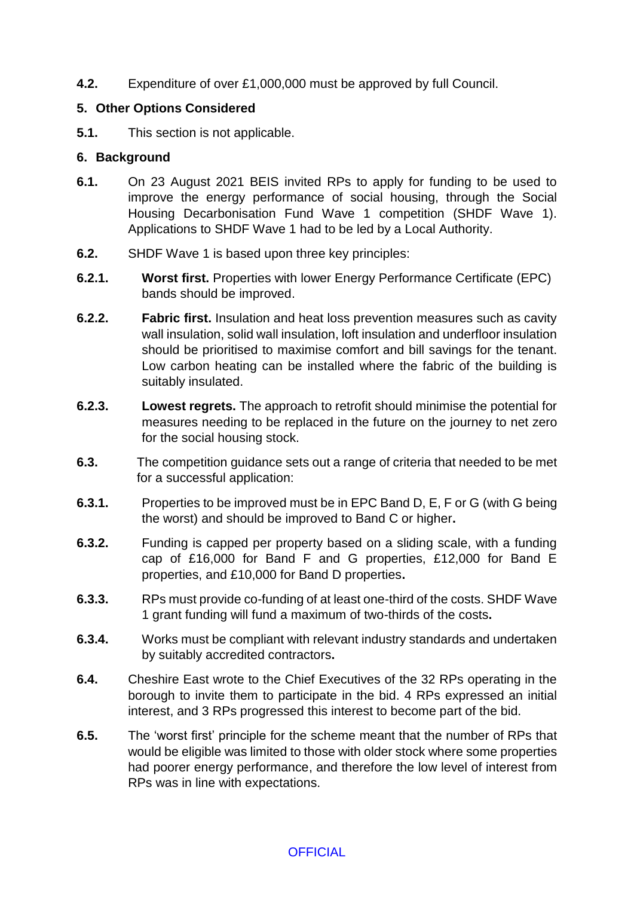**4.2.** Expenditure of over £1,000,000 must be approved by full Council.

## 5. Other Options Considered

**5.1.** This section is not applicable.

## 6. Background

**6.1.** On 23 August 2021 BEIS invited RPs to apply for funding to be used to improve the energy performance of social housing, through the Social Housing Decarbonisation Fund Wave 1 competition (SHDF Wave 1). Applications to SHDF Wave 1 had to be led by a Local Authority.

**6.2.** SHDF Wave 1 is based upon three key principles:

**6.2.1.** **Worst first.** Properties with lower Energy Performance Certificate (EPC) bands should be improved.

**6.2.2.** **Fabric first.** Insulation and heat loss prevention measures such as cavity wall insulation, solid wall insulation, loft insulation and underfloor insulation should be prioritised to maximise comfort and bill savings for the tenant. Low carbon heating can be installed where the fabric of the building is suitably insulated.

**6.2.3.** **Lowest regrets.** The approach to retrofit should minimise the potential for measures needing to be replaced in the future on the journey to net zero for the social housing stock.

**6.3.** The competition guidance sets out a range of criteria that needed to be met for a successful application:

**6.3.1.** Properties to be improved must be in EPC Band D, E, F or G (with G being the worst) and should be improved to Band C or higher**.**

**6.3.2.** Funding is capped per property based on a sliding scale, with a funding cap of £16,000 for Band F and G properties, £12,000 for Band E properties, and £10,000 for Band D properties**.**

**6.3.3.** RPs must provide co-funding of at least one-third of the costs. SHDF Wave 1 grant funding will fund a maximum of two-thirds of the costs**.**

**6.3.4.** Works must be compliant with relevant industry standards and undertaken by suitably accredited contractors**.**

**6.4.** Cheshire East wrote to the Chief Executives of the 32 RPs operating in the borough to invite them to participate in the bid. 4 RPs expressed an initial interest, and 3 RPs progressed this interest to become part of the bid.

**6.5.** The 'worst first' principle for the scheme meant that the number of RPs that would be eligible was limited to those with older stock where some properties had poorer energy performance, and therefore the low level of interest from RPs was in line with expectations.

OFFICIAL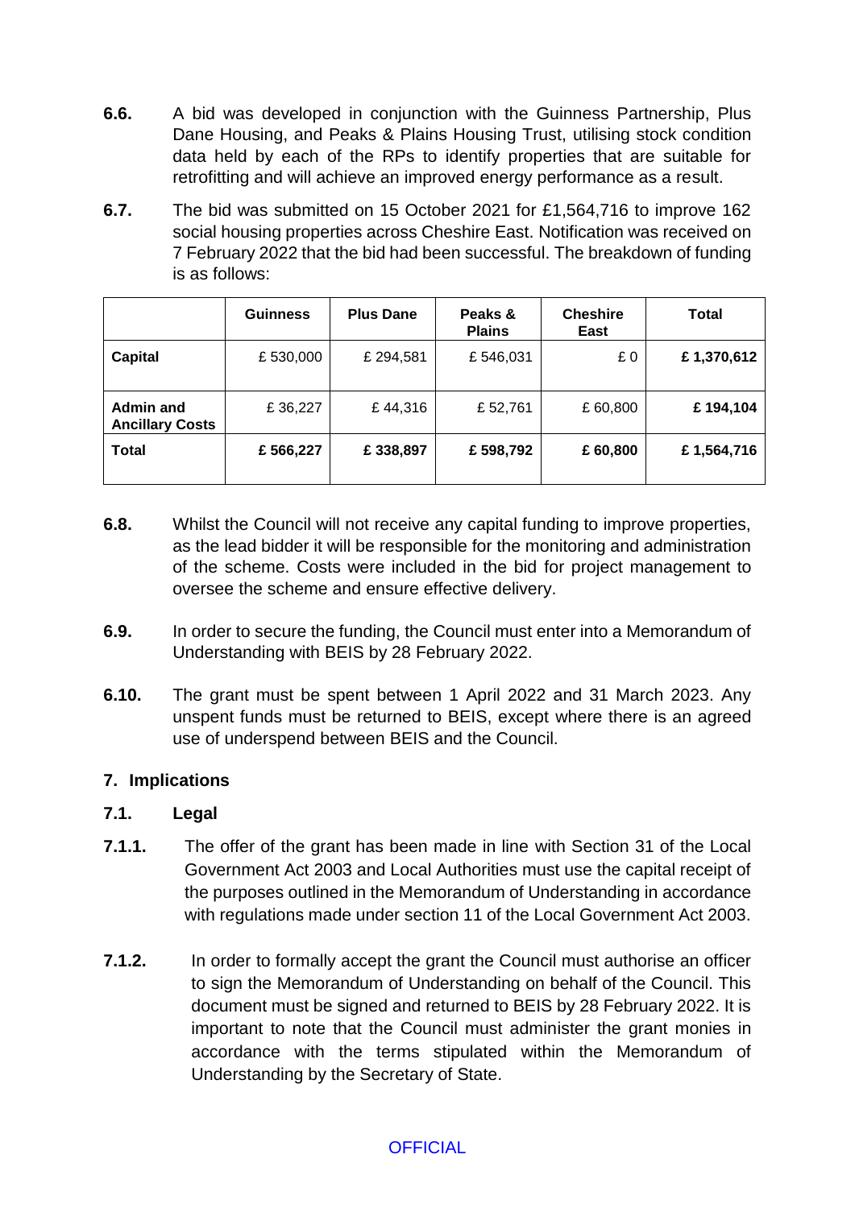**6.6.** A bid was developed in conjunction with the Guinness Partnership, Plus Dane Housing, and Peaks & Plains Housing Trust, utilising stock condition data held by each of the RPs to identify properties that are suitable for retrofitting and will achieve an improved energy performance as a result.

**6.7.** The bid was submitted on 15 October 2021 for £1,564,716 to improve 162 social housing properties across Cheshire East. Notification was received on 7 February 2022 that the bid had been successful. The breakdown of funding is as follows:

| | Guinness | Plus Dane | Peaks & Plains | Cheshire East | Total |
|---|---|---|---|---|---|
| **Capital** | £ 530,000 | £ 294,581 | £ 546,031 | £ 0 | **£ 1,370,612** |
| **Admin and Ancillary Costs** | £ 36,227 | £ 44,316 | £ 52,761 | £ 60,800 | **£ 194,104** |
| **Total** | **£ 566,227** | **£ 338,897** | **£ 598,792** | **£ 60,800** | **£ 1,564,716** |

**6.8.** Whilst the Council will not receive any capital funding to improve properties, as the lead bidder it will be responsible for the monitoring and administration of the scheme. Costs were included in the bid for project management to oversee the scheme and ensure effective delivery.

**6.9.** In order to secure the funding, the Council must enter into a Memorandum of Understanding with BEIS by 28 February 2022.

**6.10.** The grant must be spent between 1 April 2022 and 31 March 2023. Any unspent funds must be returned to BEIS, except where there is an agreed use of underspend between BEIS and the Council.

## 7. Implications

### 7.1. Legal

**7.1.1.** The offer of the grant has been made in line with Section 31 of the Local Government Act 2003 and Local Authorities must use the capital receipt of the purposes outlined in the Memorandum of Understanding in accordance with regulations made under section 11 of the Local Government Act 2003.

**7.1.2.** In order to formally accept the grant the Council must authorise an officer to sign the Memorandum of Understanding on behalf of the Council. This document must be signed and returned to BEIS by 28 February 2022. It is important to note that the Council must administer the grant monies in accordance with the terms stipulated within the Memorandum of Understanding by the Secretary of State.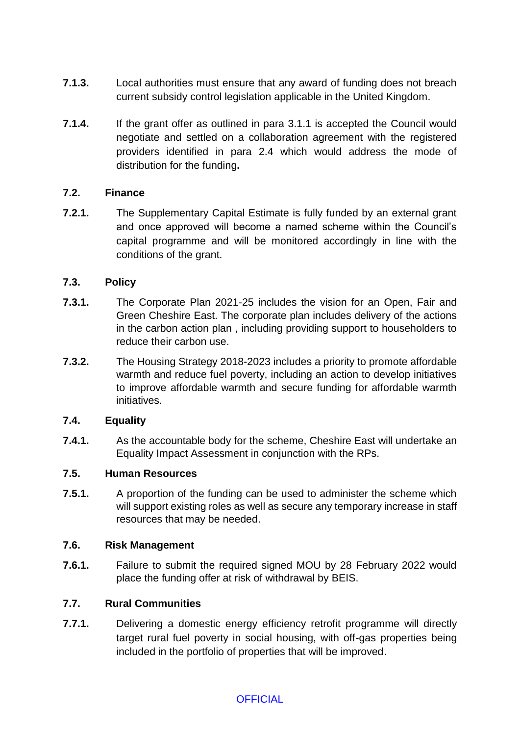**7.1.3.** Local authorities must ensure that any award of funding does not breach current subsidy control legislation applicable in the United Kingdom.

**7.1.4.** If the grant offer as outlined in para 3.1.1 is accepted the Council would negotiate and settled on a collaboration agreement with the registered providers identified in para 2.4 which would address the mode of distribution for the funding**.**

### **7.2. Finance**

**7.2.1.** The Supplementary Capital Estimate is fully funded by an external grant and once approved will become a named scheme within the Council's capital programme and will be monitored accordingly in line with the conditions of the grant.

### **7.3. Policy**

**7.3.1.** The Corporate Plan 2021-25 includes the vision for an Open, Fair and Green Cheshire East. The corporate plan includes delivery of the actions in the carbon action plan , including providing support to householders to reduce their carbon use.

**7.3.2.** The Housing Strategy 2018-2023 includes a priority to promote affordable warmth and reduce fuel poverty, including an action to develop initiatives to improve affordable warmth and secure funding for affordable warmth initiatives.

### **7.4. Equality**

**7.4.1.** As the accountable body for the scheme, Cheshire East will undertake an Equality Impact Assessment in conjunction with the RPs.

### **7.5. Human Resources**

**7.5.1.** A proportion of the funding can be used to administer the scheme which will support existing roles as well as secure any temporary increase in staff resources that may be needed.

### **7.6. Risk Management**

**7.6.1.** Failure to submit the required signed MOU by 28 February 2022 would place the funding offer at risk of withdrawal by BEIS.

### **7.7. Rural Communities**

**7.7.1.** Delivering a domestic energy efficiency retrofit programme will directly target rural fuel poverty in social housing, with off-gas properties being included in the portfolio of properties that will be improved.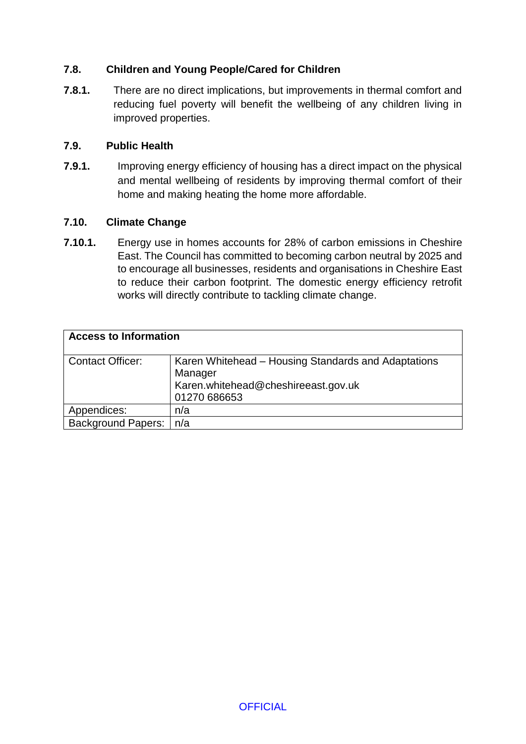### 7.8. Children and Young People/Cared for Children

**7.8.1.** There are no direct implications, but improvements in thermal comfort and reducing fuel poverty will benefit the wellbeing of any children living in improved properties.

### 7.9. Public Health

**7.9.1.** Improving energy efficiency of housing has a direct impact on the physical and mental wellbeing of residents by improving thermal comfort of their home and making heating the home more affordable.

### 7.10. Climate Change

**7.10.1.** Energy use in homes accounts for 28% of carbon emissions in Cheshire East. The Council has committed to becoming carbon neutral by 2025 and to encourage all businesses, residents and organisations in Cheshire East to reduce their carbon footprint. The domestic energy efficiency retrofit works will directly contribute to tackling climate change.

| **Access to Information** | |
|---|---|
| Contact Officer: | Karen Whitehead – Housing Standards and Adaptations Manager<br>Karen.whitehead@cheshireeast.gov.uk<br>01270 686653 |
| Appendices: | n/a |
| Background Papers: | n/a |

OFFICIAL